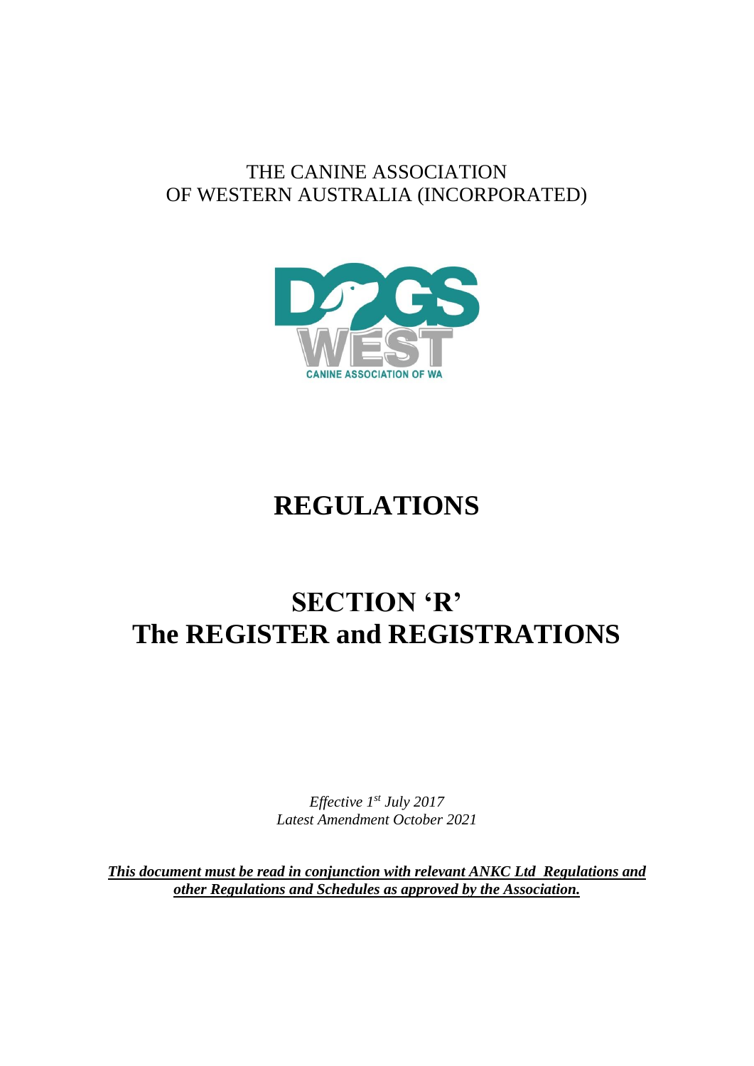THE CANINE ASSOCIATION
OF WESTERN AUSTRALIA (INCORPORATED)

DOGS WEST
CANINE ASSOCIATION OF WA

# REGULATIONS

# SECTION 'R'
# The REGISTER and REGISTRATIONS

*Effective 1st July 2017*
*Latest Amendment October 2021*

***This document must be read in conjunction with relevant ANKC Ltd Regulations and other Regulations and Schedules as approved by the Association.***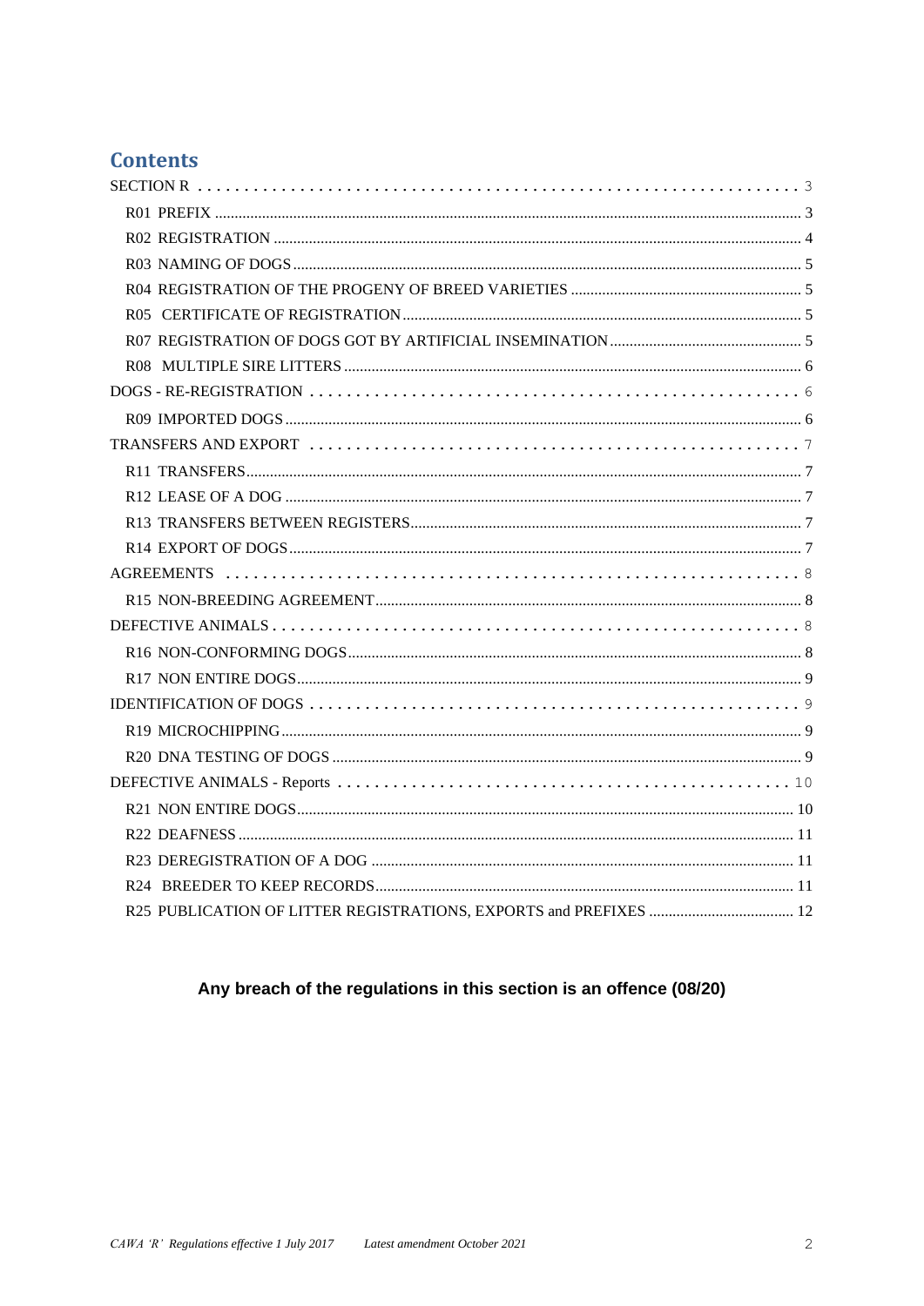## Contents

SECTION R . . . . . . . . . . . . . . . . . . . . . . . . . . . . . . . . . . . . . . . . . . . . . . . . . . . . . . . . . . . . 3

- R01 PREFIX ........ 3
- R02 REGISTRATION ........ 4
- R03 NAMING OF DOGS ........ 5
- R04 REGISTRATION OF THE PROGENY OF BREED VARIETIES ........ 5
- R05 CERTIFICATE OF REGISTRATION ........ 5
- R07 REGISTRATION OF DOGS GOT BY ARTIFICIAL INSEMINATION ........ 5
- R08 MULTIPLE SIRE LITTERS ........ 6

DOGS - RE-REGISTRATION . . . . . . . . . . . . . . . . . . . . . . . . . . . . . . . . . . . . . . . . . . . . . 6

- R09 IMPORTED DOGS ........ 6

TRANSFERS AND EXPORT . . . . . . . . . . . . . . . . . . . . . . . . . . . . . . . . . . . . . . . . . . . . . 7

- R11 TRANSFERS ........ 7
- R12 LEASE OF A DOG ........ 7
- R13 TRANSFERS BETWEEN REGISTERS ........ 7
- R14 EXPORT OF DOGS ........ 7

AGREEMENTS . . . . . . . . . . . . . . . . . . . . . . . . . . . . . . . . . . . . . . . . . . . . . . . . . . . 8

- R15 NON-BREEDING AGREEMENT ........ 8

DEFECTIVE ANIMALS . . . . . . . . . . . . . . . . . . . . . . . . . . . . . . . . . . . . . . . . . . . . . . . . 8

- R16 NON-CONFORMING DOGS ........ 8
- R17 NON ENTIRE DOGS ........ 9

IDENTIFICATION OF DOGS . . . . . . . . . . . . . . . . . . . . . . . . . . . . . . . . . . . . . . . . . . . . 9

- R19 MICROCHIPPING ........ 9
- R20 DNA TESTING OF DOGS ........ 9

DEFECTIVE ANIMALS - Reports . . . . . . . . . . . . . . . . . . . . . . . . . . . . . . . . . . . . . . . . . 10

- R21 NON ENTIRE DOGS ........ 10
- R22 DEAFNESS ........ 11
- R23 DEREGISTRATION OF A DOG ........ 11
- R24 BREEDER TO KEEP RECORDS ........ 11
- R25 PUBLICATION OF LITTER REGISTRATIONS, EXPORTS and PREFIXES ........ 12

**Any breach of the regulations in this section is an offence (08/20)**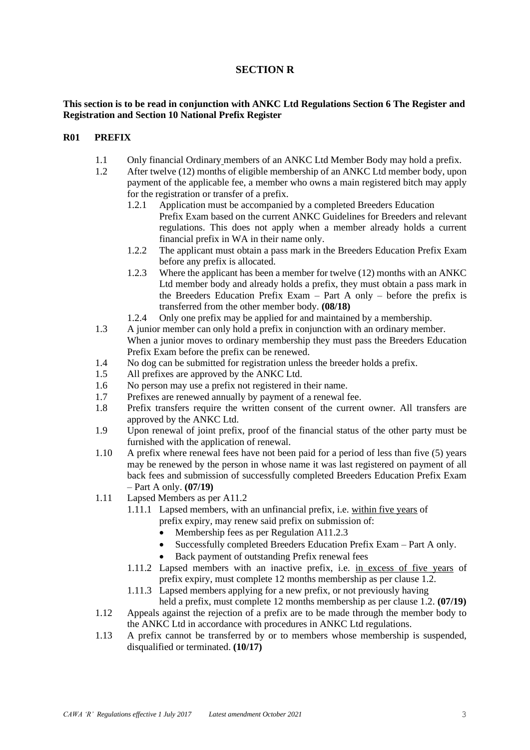# SECTION R

**This section is to be read in conjunction with ANKC Ltd Regulations Section 6 The Register and Registration and Section 10 National Prefix Register**

## R01 PREFIX

1.1 Only financial Ordinary members of an ANKC Ltd Member Body may hold a prefix.

1.2 After twelve (12) months of eligible membership of an ANKC Ltd member body, upon payment of the applicable fee, a member who owns a main registered bitch may apply for the registration or transfer of a prefix.

- 1.2.1 Application must be accompanied by a completed Breeders Education Prefix Exam based on the current ANKC Guidelines for Breeders and relevant regulations. This does not apply when a member already holds a current financial prefix in WA in their name only.
- 1.2.2 The applicant must obtain a pass mark in the Breeders Education Prefix Exam before any prefix is allocated.
- 1.2.3 Where the applicant has been a member for twelve (12) months with an ANKC Ltd member body and already holds a prefix, they must obtain a pass mark in the Breeders Education Prefix Exam – Part A only – before the prefix is transferred from the other member body. **(08/18)**
- 1.2.4 Only one prefix may be applied for and maintained by a membership.

1.3 A junior member can only hold a prefix in conjunction with an ordinary member. When a junior moves to ordinary membership they must pass the Breeders Education Prefix Exam before the prefix can be renewed.

1.4 No dog can be submitted for registration unless the breeder holds a prefix.

1.5 All prefixes are approved by the ANKC Ltd.

1.6 No person may use a prefix not registered in their name.

1.7 Prefixes are renewed annually by payment of a renewal fee.

1.8 Prefix transfers require the written consent of the current owner. All transfers are approved by the ANKC Ltd.

1.9 Upon renewal of joint prefix, proof of the financial status of the other party must be furnished with the application of renewal.

1.10 A prefix where renewal fees have not been paid for a period of less than five (5) years may be renewed by the person in whose name it was last registered on payment of all back fees and submission of successfully completed Breeders Education Prefix Exam – Part A only. **(07/19)**

1.11 Lapsed Members as per A11.2

- 1.11.1 Lapsed members, with an unfinancial prefix, i.e. <u>within five years</u> of prefix expiry, may renew said prefix on submission of:
  - Membership fees as per Regulation A11.2.3
  - Successfully completed Breeders Education Prefix Exam – Part A only.
  - Back payment of outstanding Prefix renewal fees
- 1.11.2 Lapsed members with an inactive prefix, i.e. <u>in excess of five years</u> of prefix expiry, must complete 12 months membership as per clause 1.2.
- 1.11.3 Lapsed members applying for a new prefix, or not previously having held a prefix, must complete 12 months membership as per clause 1.2. **(07/19)**

1.12 Appeals against the rejection of a prefix are to be made through the member body to the ANKC Ltd in accordance with procedures in ANKC Ltd regulations.

1.13 A prefix cannot be transferred by or to members whose membership is suspended, disqualified or terminated. **(10/17)**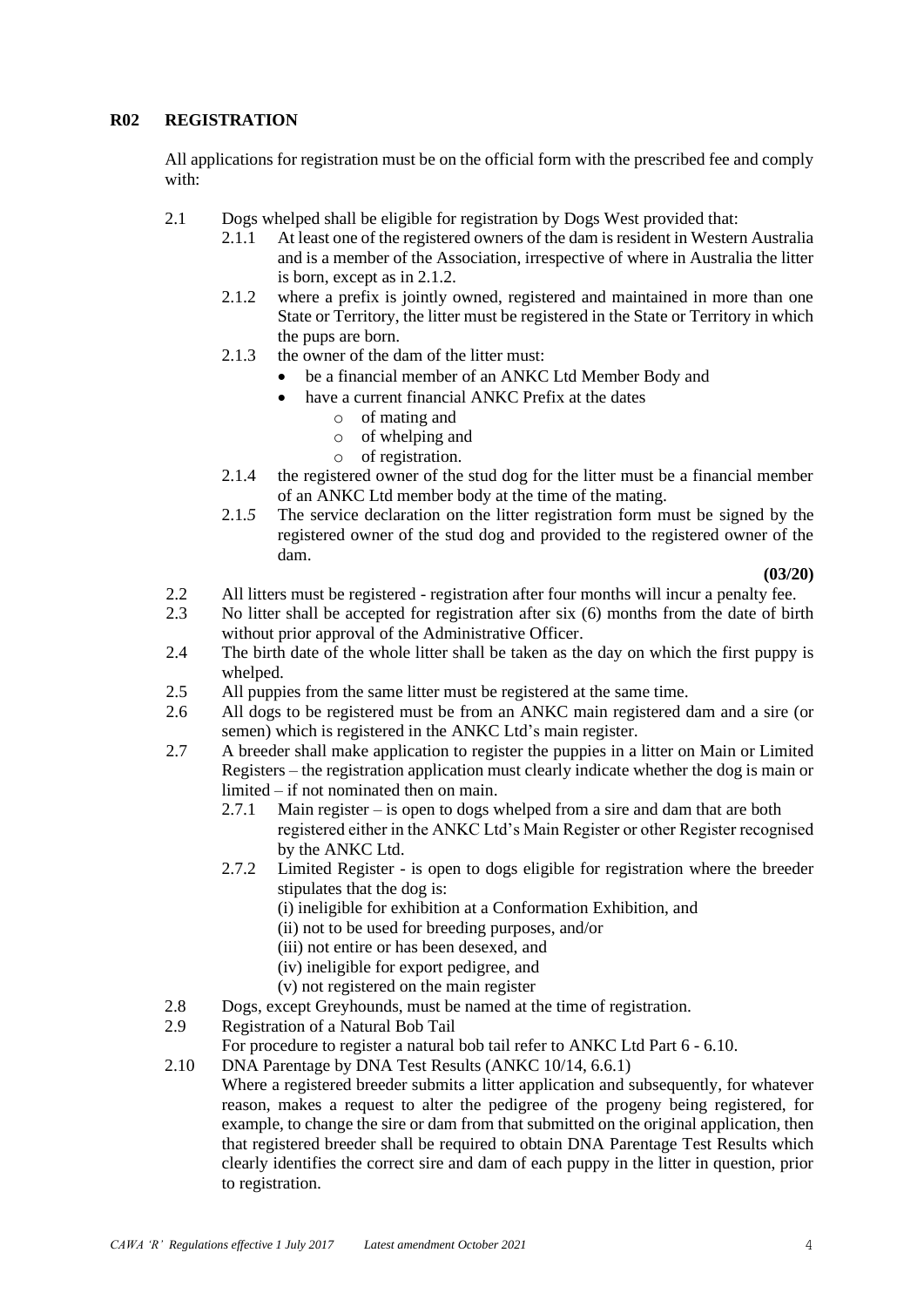## R02 REGISTRATION

All applications for registration must be on the official form with the prescribed fee and comply with:

2.1 Dogs whelped shall be eligible for registration by Dogs West provided that:

- 2.1.1 At least one of the registered owners of the dam is resident in Western Australia and is a member of the Association, irrespective of where in Australia the litter is born, except as in 2.1.2.
- 2.1.2 where a prefix is jointly owned, registered and maintained in more than one State or Territory, the litter must be registered in the State or Territory in which the pups are born.
- 2.1.3 the owner of the dam of the litter must:
  - be a financial member of an ANKC Ltd Member Body and
  - have a current financial ANKC Prefix at the dates
    - of mating and
    - of whelping and
    - of registration.
- 2.1.4 the registered owner of the stud dog for the litter must be a financial member of an ANKC Ltd member body at the time of the mating.
- 2.1.*5* The service declaration on the litter registration form must be signed by the registered owner of the stud dog and provided to the registered owner of the dam.

**(03/20)**

2.2 All litters must be registered - registration after four months will incur a penalty fee.

2.3 No litter shall be accepted for registration after six (6) months from the date of birth without prior approval of the Administrative Officer.

2.4 The birth date of the whole litter shall be taken as the day on which the first puppy is whelped.

2.5 All puppies from the same litter must be registered at the same time.

2.6 All dogs to be registered must be from an ANKC main registered dam and a sire (or semen) which is registered in the ANKC Ltd's main register.

2.7 A breeder shall make application to register the puppies in a litter on Main or Limited Registers – the registration application must clearly indicate whether the dog is main or limited – if not nominated then on main.

- 2.7.1 Main register – is open to dogs whelped from a sire and dam that are both registered either in the ANKC Ltd's Main Register or other Register recognised by the ANKC Ltd.
- 2.7.2 Limited Register - is open to dogs eligible for registration where the breeder stipulates that the dog is:
  - (i) ineligible for exhibition at a Conformation Exhibition, and
  - (ii) not to be used for breeding purposes, and/or
  - (iii) not entire or has been desexed, and
  - (iv) ineligible for export pedigree, and
  - (v) not registered on the main register

2.8 Dogs, except Greyhounds, must be named at the time of registration.

2.9 Registration of a Natural Bob Tail

For procedure to register a natural bob tail refer to ANKC Ltd Part 6 - 6.10.

2.10 DNA Parentage by DNA Test Results (ANKC 10/14, 6.6.1)

Where a registered breeder submits a litter application and subsequently, for whatever reason, makes a request to alter the pedigree of the progeny being registered, for example, to change the sire or dam from that submitted on the original application, then that registered breeder shall be required to obtain DNA Parentage Test Results which clearly identifies the correct sire and dam of each puppy in the litter in question, prior to registration.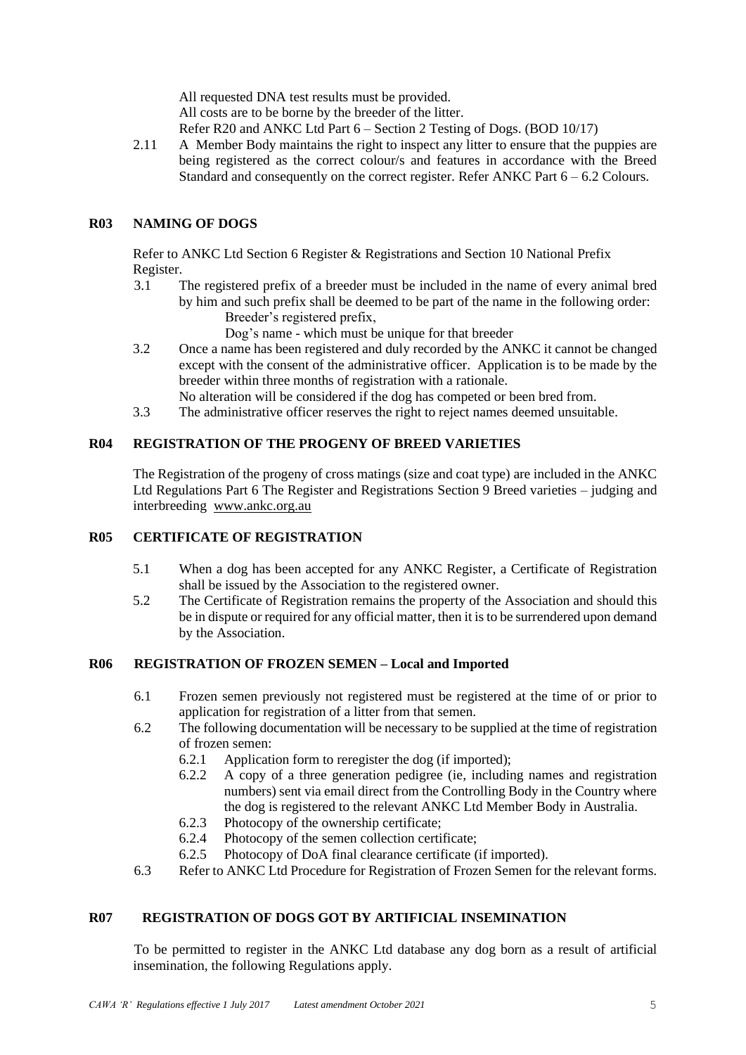All requested DNA test results must be provided.
All costs are to be borne by the breeder of the litter.
Refer R20 and ANKC Ltd Part 6 – Section 2 Testing of Dogs. (BOD 10/17)

2.11 A Member Body maintains the right to inspect any litter to ensure that the puppies are being registered as the correct colour/s and features in accordance with the Breed Standard and consequently on the correct register. Refer ANKC Part 6 – 6.2 Colours.

## R03 NAMING OF DOGS

Refer to ANKC Ltd Section 6 Register & Registrations and Section 10 National Prefix Register.

3.1 The registered prefix of a breeder must be included in the name of every animal bred by him and such prefix shall be deemed to be part of the name in the following order:
Breeder's registered prefix,
Dog's name - which must be unique for that breeder

3.2 Once a name has been registered and duly recorded by the ANKC it cannot be changed except with the consent of the administrative officer. Application is to be made by the breeder within three months of registration with a rationale.
No alteration will be considered if the dog has competed or been bred from.

3.3 The administrative officer reserves the right to reject names deemed unsuitable.

## R04 REGISTRATION OF THE PROGENY OF BREED VARIETIES

The Registration of the progeny of cross matings (size and coat type) are included in the ANKC Ltd Regulations Part 6 The Register and Registrations Section 9 Breed varieties – judging and interbreeding www.ankc.org.au

## R05 CERTIFICATE OF REGISTRATION

5.1 When a dog has been accepted for any ANKC Register, a Certificate of Registration shall be issued by the Association to the registered owner.

5.2 The Certificate of Registration remains the property of the Association and should this be in dispute or required for any official matter, then it is to be surrendered upon demand by the Association.

## R06 REGISTRATION OF FROZEN SEMEN – Local and Imported

6.1 Frozen semen previously not registered must be registered at the time of or prior to application for registration of a litter from that semen.

6.2 The following documentation will be necessary to be supplied at the time of registration of frozen semen:

- 6.2.1 Application form to reregister the dog (if imported);
- 6.2.2 A copy of a three generation pedigree (ie, including names and registration numbers) sent via email direct from the Controlling Body in the Country where the dog is registered to the relevant ANKC Ltd Member Body in Australia.
- 6.2.3 Photocopy of the ownership certificate;
- 6.2.4 Photocopy of the semen collection certificate;
- 6.2.5 Photocopy of DoA final clearance certificate (if imported).

6.3 Refer to ANKC Ltd Procedure for Registration of Frozen Semen for the relevant forms.

## R07 REGISTRATION OF DOGS GOT BY ARTIFICIAL INSEMINATION

To be permitted to register in the ANKC Ltd database any dog born as a result of artificial insemination, the following Regulations apply.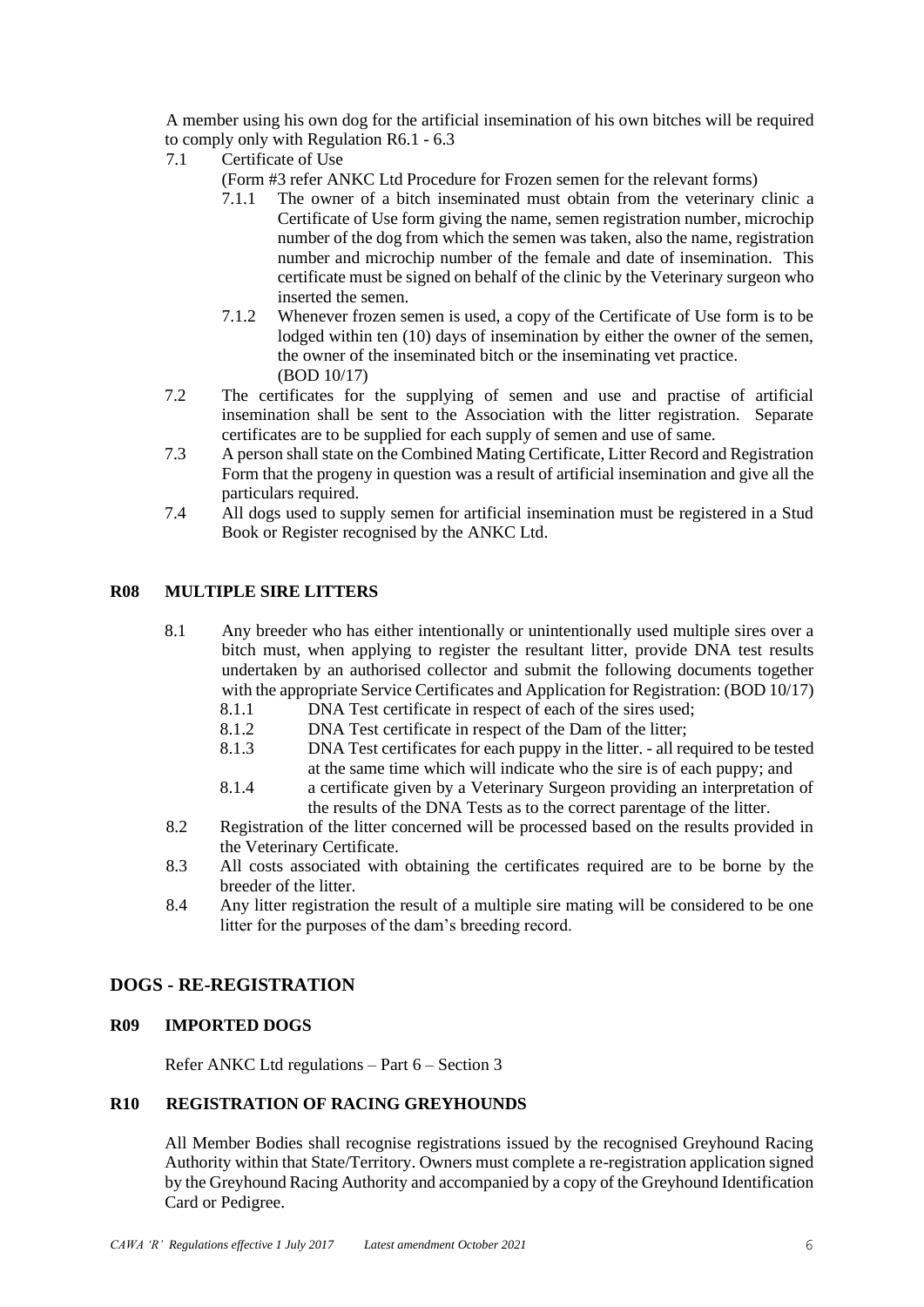A member using his own dog for the artificial insemination of his own bitches will be required to comply only with Regulation R6.1 - 6.3

7.1 Certificate of Use

(Form #3 refer ANKC Ltd Procedure for Frozen semen for the relevant forms)

7.1.1 The owner of a bitch inseminated must obtain from the veterinary clinic a Certificate of Use form giving the name, semen registration number, microchip number of the dog from which the semen was taken, also the name, registration number and microchip number of the female and date of insemination. This certificate must be signed on behalf of the clinic by the Veterinary surgeon who inserted the semen.

7.1.2 Whenever frozen semen is used, a copy of the Certificate of Use form is to be lodged within ten (10) days of insemination by either the owner of the semen, the owner of the inseminated bitch or the inseminating vet practice. (BOD 10/17)

7.2 The certificates for the supplying of semen and use and practise of artificial insemination shall be sent to the Association with the litter registration. Separate certificates are to be supplied for each supply of semen and use of same.

7.3 A person shall state on the Combined Mating Certificate, Litter Record and Registration Form that the progeny in question was a result of artificial insemination and give all the particulars required.

7.4 All dogs used to supply semen for artificial insemination must be registered in a Stud Book or Register recognised by the ANKC Ltd.

### R08 MULTIPLE SIRE LITTERS

8.1 Any breeder who has either intentionally or unintentionally used multiple sires over a bitch must, when applying to register the resultant litter, provide DNA test results undertaken by an authorised collector and submit the following documents together with the appropriate Service Certificates and Application for Registration: (BOD 10/17)

8.1.1 DNA Test certificate in respect of each of the sires used;

8.1.2 DNA Test certificate in respect of the Dam of the litter;

8.1.3 DNA Test certificates for each puppy in the litter. - all required to be tested at the same time which will indicate who the sire is of each puppy; and

8.1.4 a certificate given by a Veterinary Surgeon providing an interpretation of the results of the DNA Tests as to the correct parentage of the litter.

8.2 Registration of the litter concerned will be processed based on the results provided in the Veterinary Certificate.

8.3 All costs associated with obtaining the certificates required are to be borne by the breeder of the litter.

8.4 Any litter registration the result of a multiple sire mating will be considered to be one litter for the purposes of the dam's breeding record.

## DOGS - RE-REGISTRATION

### R09 IMPORTED DOGS

Refer ANKC Ltd regulations – Part 6 – Section 3

### R10 REGISTRATION OF RACING GREYHOUNDS

All Member Bodies shall recognise registrations issued by the recognised Greyhound Racing Authority within that State/Territory. Owners must complete a re-registration application signed by the Greyhound Racing Authority and accompanied by a copy of the Greyhound Identification Card or Pedigree.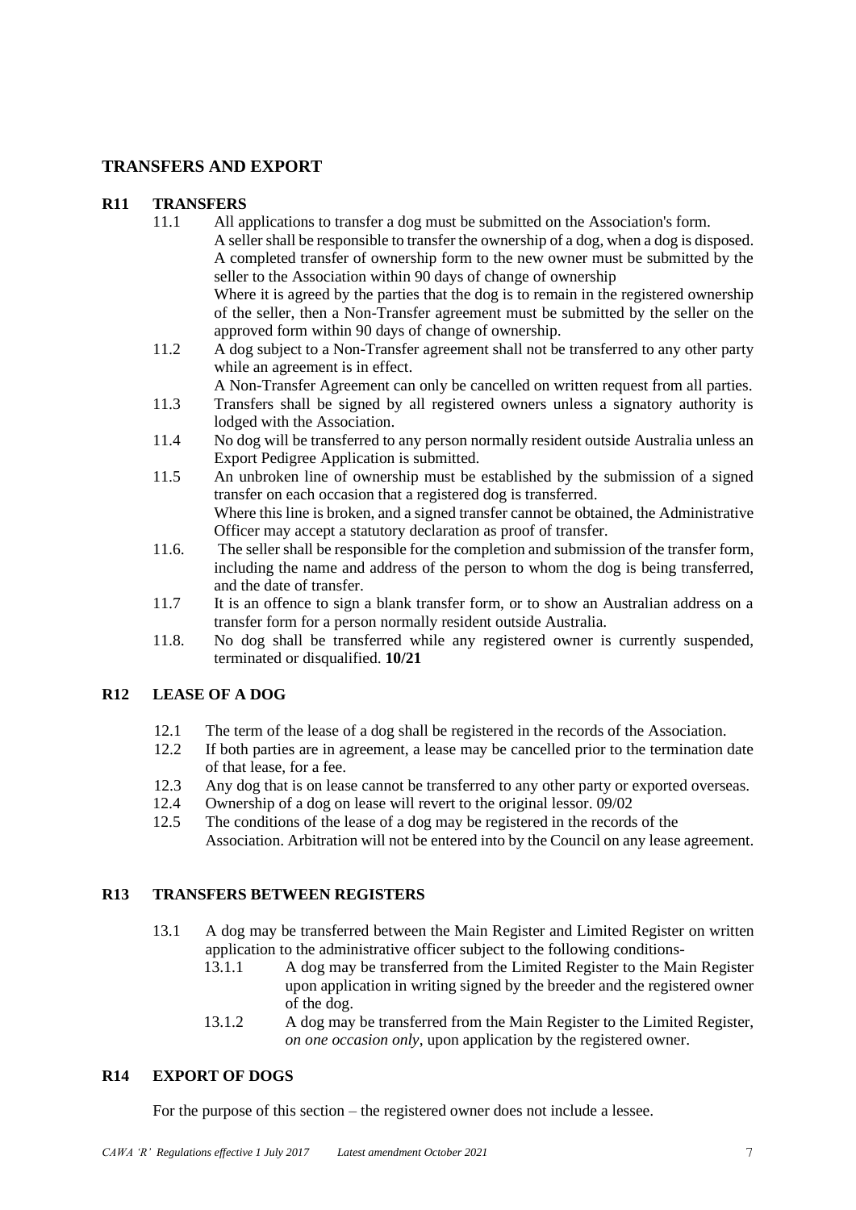## TRANSFERS AND EXPORT

### R11 TRANSFERS

11.1 All applications to transfer a dog must be submitted on the Association's form. A seller shall be responsible to transfer the ownership of a dog, when a dog is disposed. A completed transfer of ownership form to the new owner must be submitted by the seller to the Association within 90 days of change of ownership
Where it is agreed by the parties that the dog is to remain in the registered ownership of the seller, then a Non-Transfer agreement must be submitted by the seller on the approved form within 90 days of change of ownership.

11.2 A dog subject to a Non-Transfer agreement shall not be transferred to any other party while an agreement is in effect.
A Non-Transfer Agreement can only be cancelled on written request from all parties.

11.3 Transfers shall be signed by all registered owners unless a signatory authority is lodged with the Association.

11.4 No dog will be transferred to any person normally resident outside Australia unless an Export Pedigree Application is submitted.

11.5 An unbroken line of ownership must be established by the submission of a signed transfer on each occasion that a registered dog is transferred.
Where this line is broken, and a signed transfer cannot be obtained, the Administrative Officer may accept a statutory declaration as proof of transfer.

11.6. The seller shall be responsible for the completion and submission of the transfer form, including the name and address of the person to whom the dog is being transferred, and the date of transfer.

11.7 It is an offence to sign a blank transfer form, or to show an Australian address on a transfer form for a person normally resident outside Australia.

11.8. No dog shall be transferred while any registered owner is currently suspended, terminated or disqualified. **10/21**

### R12 LEASE OF A DOG

12.1 The term of the lease of a dog shall be registered in the records of the Association.

12.2 If both parties are in agreement, a lease may be cancelled prior to the termination date of that lease, for a fee.

12.3 Any dog that is on lease cannot be transferred to any other party or exported overseas.

12.4 Ownership of a dog on lease will revert to the original lessor. 09/02

12.5 The conditions of the lease of a dog may be registered in the records of the Association. Arbitration will not be entered into by the Council on any lease agreement.

### R13 TRANSFERS BETWEEN REGISTERS

13.1 A dog may be transferred between the Main Register and Limited Register on written application to the administrative officer subject to the following conditions-

13.1.1 A dog may be transferred from the Limited Register to the Main Register upon application in writing signed by the breeder and the registered owner of the dog.

13.1.2 A dog may be transferred from the Main Register to the Limited Register, *on one occasion only*, upon application by the registered owner.

### R14 EXPORT OF DOGS

For the purpose of this section – the registered owner does not include a lessee.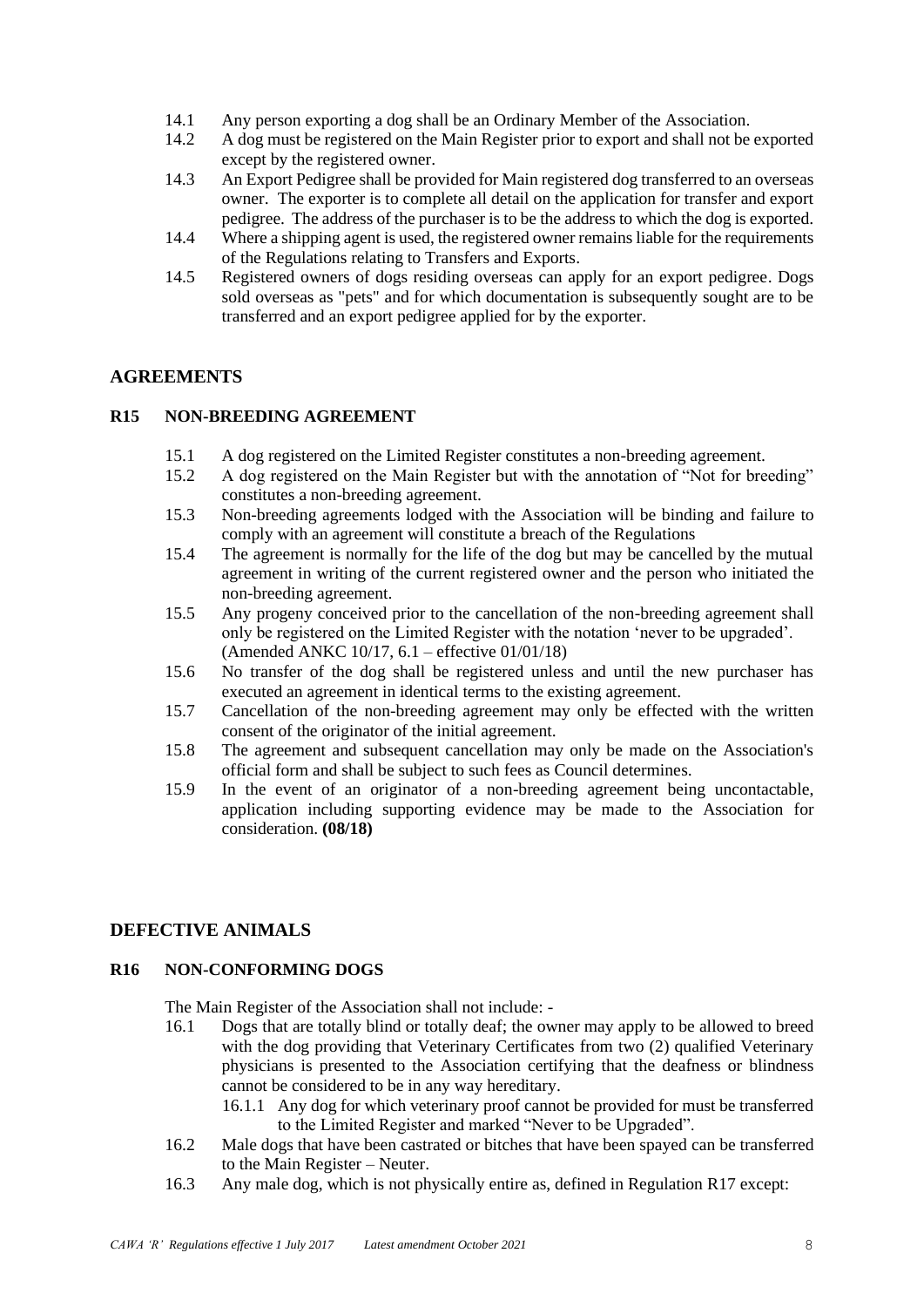14.1 Any person exporting a dog shall be an Ordinary Member of the Association.

14.2 A dog must be registered on the Main Register prior to export and shall not be exported except by the registered owner.

14.3 An Export Pedigree shall be provided for Main registered dog transferred to an overseas owner. The exporter is to complete all detail on the application for transfer and export pedigree. The address of the purchaser is to be the address to which the dog is exported.

14.4 Where a shipping agent is used, the registered owner remains liable for the requirements of the Regulations relating to Transfers and Exports.

14.5 Registered owners of dogs residing overseas can apply for an export pedigree. Dogs sold overseas as "pets" and for which documentation is subsequently sought are to be transferred and an export pedigree applied for by the exporter.

## AGREEMENTS

### R15 NON-BREEDING AGREEMENT

15.1 A dog registered on the Limited Register constitutes a non-breeding agreement.

15.2 A dog registered on the Main Register but with the annotation of "Not for breeding" constitutes a non-breeding agreement.

15.3 Non-breeding agreements lodged with the Association will be binding and failure to comply with an agreement will constitute a breach of the Regulations

15.4 The agreement is normally for the life of the dog but may be cancelled by the mutual agreement in writing of the current registered owner and the person who initiated the non-breeding agreement.

15.5 Any progeny conceived prior to the cancellation of the non-breeding agreement shall only be registered on the Limited Register with the notation 'never to be upgraded'. (Amended ANKC 10/17, 6.1 – effective 01/01/18)

15.6 No transfer of the dog shall be registered unless and until the new purchaser has executed an agreement in identical terms to the existing agreement.

15.7 Cancellation of the non-breeding agreement may only be effected with the written consent of the originator of the initial agreement.

15.8 The agreement and subsequent cancellation may only be made on the Association's official form and shall be subject to such fees as Council determines.

15.9 In the event of an originator of a non-breeding agreement being uncontactable, application including supporting evidence may be made to the Association for consideration. **(08/18)**

## DEFECTIVE ANIMALS

### R16 NON-CONFORMING DOGS

The Main Register of the Association shall not include: -

16.1 Dogs that are totally blind or totally deaf; the owner may apply to be allowed to breed with the dog providing that Veterinary Certificates from two (2) qualified Veterinary physicians is presented to the Association certifying that the deafness or blindness cannot be considered to be in any way hereditary.

16.1.1 Any dog for which veterinary proof cannot be provided for must be transferred to the Limited Register and marked "Never to be Upgraded".

16.2 Male dogs that have been castrated or bitches that have been spayed can be transferred to the Main Register – Neuter.

16.3 Any male dog, which is not physically entire as, defined in Regulation R17 except: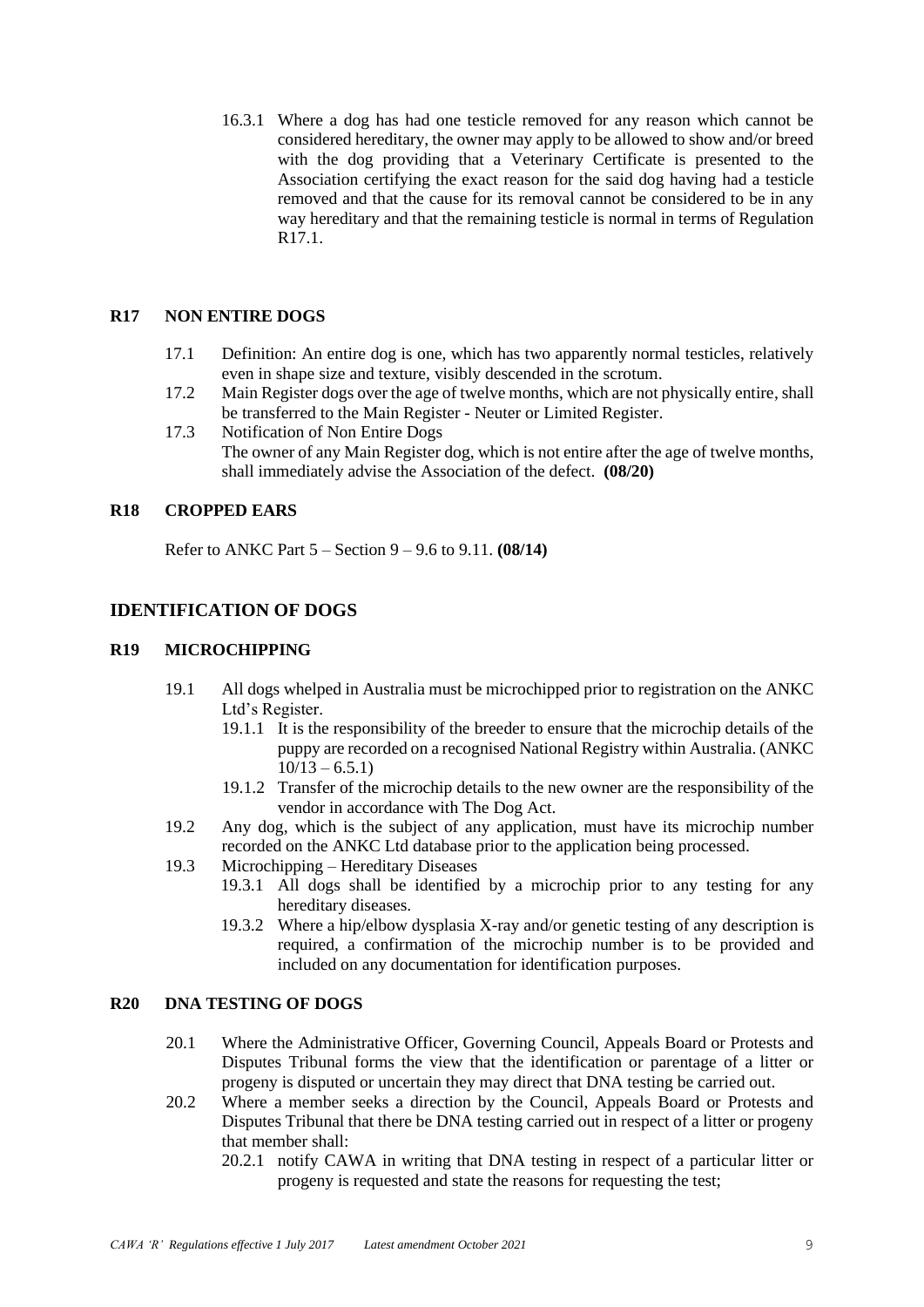16.3.1 Where a dog has had one testicle removed for any reason which cannot be considered hereditary, the owner may apply to be allowed to show and/or breed with the dog providing that a Veterinary Certificate is presented to the Association certifying the exact reason for the said dog having had a testicle removed and that the cause for its removal cannot be considered to be in any way hereditary and that the remaining testicle is normal in terms of Regulation R17.1.

### R17 NON ENTIRE DOGS

17.1 Definition: An entire dog is one, which has two apparently normal testicles, relatively even in shape size and texture, visibly descended in the scrotum.

17.2 Main Register dogs over the age of twelve months, which are not physically entire, shall be transferred to the Main Register - Neuter or Limited Register.

17.3 Notification of Non Entire Dogs
The owner of any Main Register dog, which is not entire after the age of twelve months, shall immediately advise the Association of the defect. **(08/20)**

### R18 CROPPED EARS

Refer to ANKC Part 5 – Section 9 – 9.6 to 9.11. **(08/14)**

## IDENTIFICATION OF DOGS

### R19 MICROCHIPPING

19.1 All dogs whelped in Australia must be microchipped prior to registration on the ANKC Ltd's Register.

19.1.1 It is the responsibility of the breeder to ensure that the microchip details of the puppy are recorded on a recognised National Registry within Australia. (ANKC 10/13 – 6.5.1)

19.1.2 Transfer of the microchip details to the new owner are the responsibility of the vendor in accordance with The Dog Act.

19.2 Any dog, which is the subject of any application, must have its microchip number recorded on the ANKC Ltd database prior to the application being processed.

19.3 Microchipping – Hereditary Diseases

19.3.1 All dogs shall be identified by a microchip prior to any testing for any hereditary diseases.

19.3.2 Where a hip/elbow dysplasia X-ray and/or genetic testing of any description is required, a confirmation of the microchip number is to be provided and included on any documentation for identification purposes.

### R20 DNA TESTING OF DOGS

20.1 Where the Administrative Officer, Governing Council, Appeals Board or Protests and Disputes Tribunal forms the view that the identification or parentage of a litter or progeny is disputed or uncertain they may direct that DNA testing be carried out.

20.2 Where a member seeks a direction by the Council, Appeals Board or Protests and Disputes Tribunal that there be DNA testing carried out in respect of a litter or progeny that member shall:

20.2.1 notify CAWA in writing that DNA testing in respect of a particular litter or progeny is requested and state the reasons for requesting the test;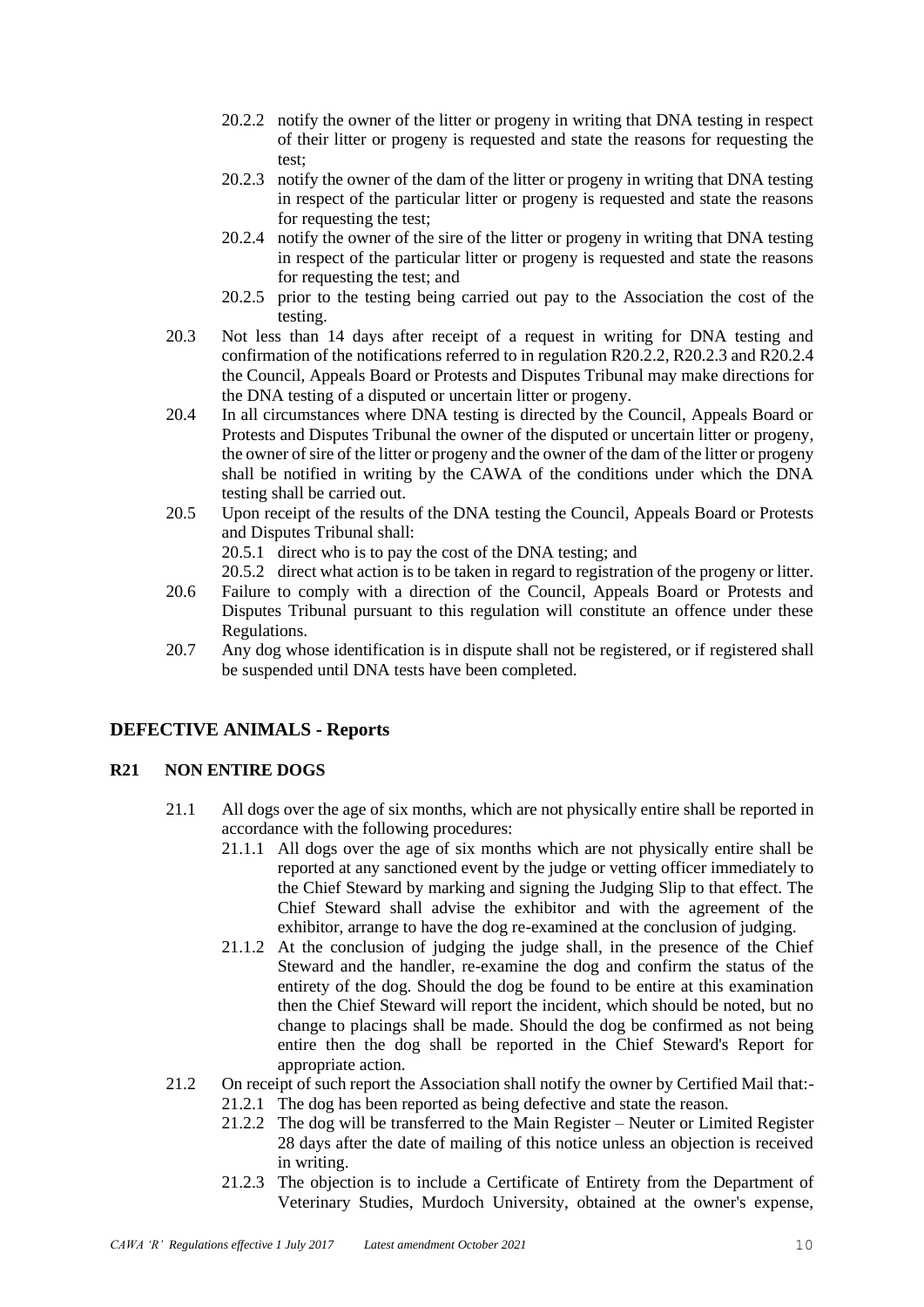- 20.2.2 notify the owner of the litter or progeny in writing that DNA testing in respect of their litter or progeny is requested and state the reasons for requesting the test;
- 20.2.3 notify the owner of the dam of the litter or progeny in writing that DNA testing in respect of the particular litter or progeny is requested and state the reasons for requesting the test;
- 20.2.4 notify the owner of the sire of the litter or progeny in writing that DNA testing in respect of the particular litter or progeny is requested and state the reasons for requesting the test; and
- 20.2.5 prior to the testing being carried out pay to the Association the cost of the testing.

20.3 Not less than 14 days after receipt of a request in writing for DNA testing and confirmation of the notifications referred to in regulation R20.2.2, R20.2.3 and R20.2.4 the Council, Appeals Board or Protests and Disputes Tribunal may make directions for the DNA testing of a disputed or uncertain litter or progeny.

20.4 In all circumstances where DNA testing is directed by the Council, Appeals Board or Protests and Disputes Tribunal the owner of the disputed or uncertain litter or progeny, the owner of sire of the litter or progeny and the owner of the dam of the litter or progeny shall be notified in writing by the CAWA of the conditions under which the DNA testing shall be carried out.

20.5 Upon receipt of the results of the DNA testing the Council, Appeals Board or Protests and Disputes Tribunal shall:

- 20.5.1 direct who is to pay the cost of the DNA testing; and
- 20.5.2 direct what action is to be taken in regard to registration of the progeny or litter.

20.6 Failure to comply with a direction of the Council, Appeals Board or Protests and Disputes Tribunal pursuant to this regulation will constitute an offence under these Regulations.

20.7 Any dog whose identification is in dispute shall not be registered, or if registered shall be suspended until DNA tests have been completed.

## DEFECTIVE ANIMALS - Reports

### R21 NON ENTIRE DOGS

21.1 All dogs over the age of six months, which are not physically entire shall be reported in accordance with the following procedures:

- 21.1.1 All dogs over the age of six months which are not physically entire shall be reported at any sanctioned event by the judge or vetting officer immediately to the Chief Steward by marking and signing the Judging Slip to that effect. The Chief Steward shall advise the exhibitor and with the agreement of the exhibitor, arrange to have the dog re-examined at the conclusion of judging.
- 21.1.2 At the conclusion of judging the judge shall, in the presence of the Chief Steward and the handler, re-examine the dog and confirm the status of the entirety of the dog. Should the dog be found to be entire at this examination then the Chief Steward will report the incident, which should be noted, but no change to placings shall be made. Should the dog be confirmed as not being entire then the dog shall be reported in the Chief Steward's Report for appropriate action.

21.2 On receipt of such report the Association shall notify the owner by Certified Mail that:-

- 21.2.1 The dog has been reported as being defective and state the reason.
- 21.2.2 The dog will be transferred to the Main Register – Neuter or Limited Register 28 days after the date of mailing of this notice unless an objection is received in writing.
- 21.2.3 The objection is to include a Certificate of Entirety from the Department of Veterinary Studies, Murdoch University, obtained at the owner's expense,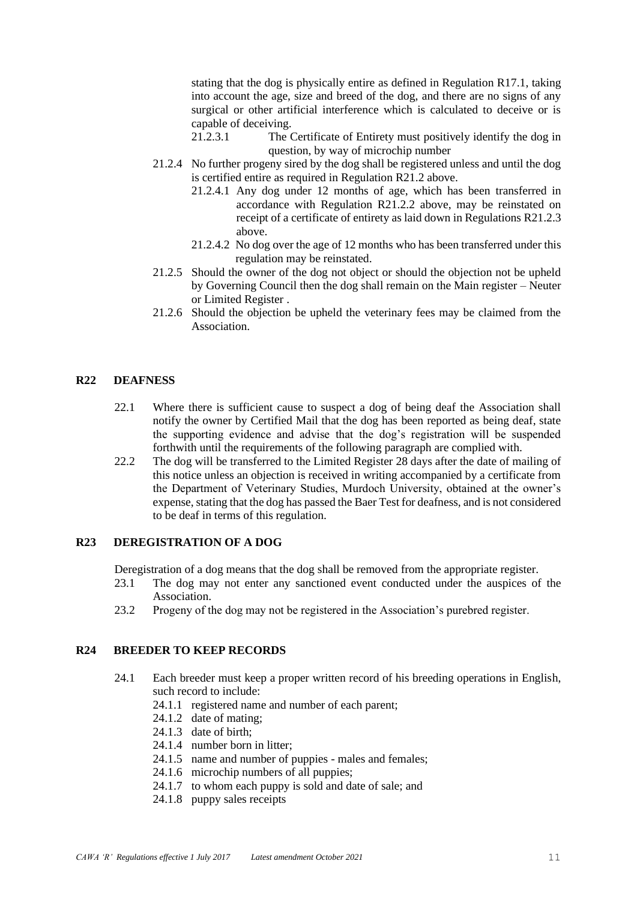stating that the dog is physically entire as defined in Regulation R17.1, taking into account the age, size and breed of the dog, and there are no signs of any surgical or other artificial interference which is calculated to deceive or is capable of deceiving.

21.2.3.1 The Certificate of Entirety must positively identify the dog in question, by way of microchip number

21.2.4 No further progeny sired by the dog shall be registered unless and until the dog is certified entire as required in Regulation R21.2 above.

21.2.4.1 Any dog under 12 months of age, which has been transferred in accordance with Regulation R21.2.2 above, may be reinstated on receipt of a certificate of entirety as laid down in Regulations R21.2.3 above.

21.2.4.2 No dog over the age of 12 months who has been transferred under this regulation may be reinstated.

21.2.5 Should the owner of the dog not object or should the objection not be upheld by Governing Council then the dog shall remain on the Main register – Neuter or Limited Register .

21.2.6 Should the objection be upheld the veterinary fees may be claimed from the Association.

## R22 DEAFNESS

22.1 Where there is sufficient cause to suspect a dog of being deaf the Association shall notify the owner by Certified Mail that the dog has been reported as being deaf, state the supporting evidence and advise that the dog's registration will be suspended forthwith until the requirements of the following paragraph are complied with.

22.2 The dog will be transferred to the Limited Register 28 days after the date of mailing of this notice unless an objection is received in writing accompanied by a certificate from the Department of Veterinary Studies, Murdoch University, obtained at the owner's expense, stating that the dog has passed the Baer Test for deafness, and is not considered to be deaf in terms of this regulation.

## R23 DEREGISTRATION OF A DOG

Deregistration of a dog means that the dog shall be removed from the appropriate register.

23.1 The dog may not enter any sanctioned event conducted under the auspices of the Association.

23.2 Progeny of the dog may not be registered in the Association's purebred register.

## R24 BREEDER TO KEEP RECORDS

24.1 Each breeder must keep a proper written record of his breeding operations in English, such record to include:

24.1.1 registered name and number of each parent;

24.1.2 date of mating;

24.1.3 date of birth;

24.1.4 number born in litter;

24.1.5 name and number of puppies - males and females;

24.1.6 microchip numbers of all puppies;

24.1.7 to whom each puppy is sold and date of sale; and

24.1.8 puppy sales receipts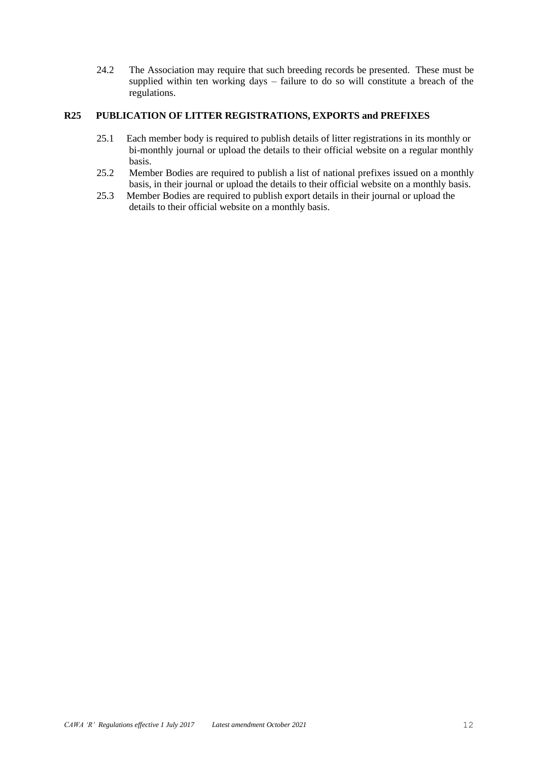24.2 The Association may require that such breeding records be presented. These must be supplied within ten working days – failure to do so will constitute a breach of the regulations.

## R25 PUBLICATION OF LITTER REGISTRATIONS, EXPORTS and PREFIXES

25.1 Each member body is required to publish details of litter registrations in its monthly or bi-monthly journal or upload the details to their official website on a regular monthly basis.

25.2 Member Bodies are required to publish a list of national prefixes issued on a monthly basis, in their journal or upload the details to their official website on a monthly basis.

25.3 Member Bodies are required to publish export details in their journal or upload the details to their official website on a monthly basis.